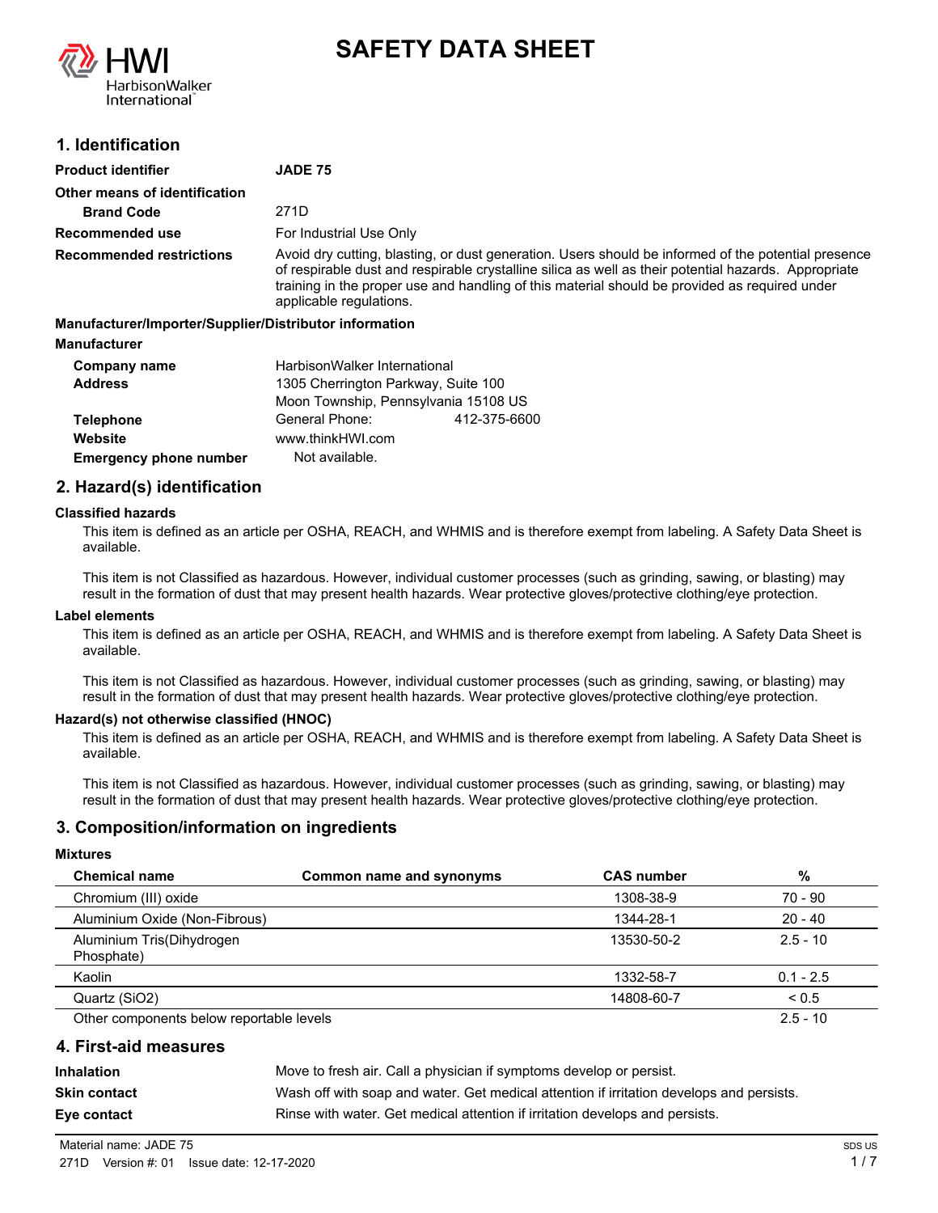# SAFETY DATA SHEET

## 1. Identification

| | |
|---|---|
| **Product identifier** | **JADE 75** |
| **Other means of identification** | |
| **Brand Code** | 271D |
| **Recommended use** | For Industrial Use Only |
| **Recommended restrictions** | Avoid dry cutting, blasting, or dust generation. Users should be informed of the potential presence of respirable dust and respirable crystalline silica as well as their potential hazards. Appropriate training in the proper use and handling of this material should be provided as required under applicable regulations. |

**Manufacturer/Importer/Supplier/Distributor information**

**Manufacturer**

| | |
|---|---|
| **Company name** | HarbisonWalker International |
| **Address** | 1305 Cherrington Parkway, Suite 100<br>Moon Township, Pennsylvania 15108 US |
| **Telephone** | General Phone: 412-375-6600 |
| **Website** | www.thinkHWI.com |
| **Emergency phone number** | Not available. |

## 2. Hazard(s) identification

**Classified hazards**

This item is defined as an article per OSHA, REACH, and WHMIS and is therefore exempt from labeling. A Safety Data Sheet is available.

This item is not Classified as hazardous. However, individual customer processes (such as grinding, sawing, or blasting) may result in the formation of dust that may present health hazards. Wear protective gloves/protective clothing/eye protection.

**Label elements**

This item is defined as an article per OSHA, REACH, and WHMIS and is therefore exempt from labeling. A Safety Data Sheet is available.

This item is not Classified as hazardous. However, individual customer processes (such as grinding, sawing, or blasting) may result in the formation of dust that may present health hazards. Wear protective gloves/protective clothing/eye protection.

**Hazard(s) not otherwise classified (HNOC)**

This item is defined as an article per OSHA, REACH, and WHMIS and is therefore exempt from labeling. A Safety Data Sheet is available.

This item is not Classified as hazardous. However, individual customer processes (such as grinding, sawing, or blasting) may result in the formation of dust that may present health hazards. Wear protective gloves/protective clothing/eye protection.

## 3. Composition/information on ingredients

**Mixtures**

| Chemical name | Common name and synonyms | CAS number | % |
|---|---|---|---|
| Chromium (III) oxide | | 1308-38-9 | 70 - 90 |
| Aluminium Oxide (Non-Fibrous) | | 1344-28-1 | 20 - 40 |
| Aluminium Tris(Dihydrogen Phosphate) | | 13530-50-2 | 2.5 - 10 |
| Kaolin | | 1332-58-7 | 0.1 - 2.5 |
| Quartz (SiO2) | | 14808-60-7 | < 0.5 |
| Other components below reportable levels | | | 2.5 - 10 |

## 4. First-aid measures

| | |
|---|---|
| **Inhalation** | Move to fresh air. Call a physician if symptoms develop or persist. |
| **Skin contact** | Wash off with soap and water. Get medical attention if irritation develops and persists. |
| **Eye contact** | Rinse with water. Get medical attention if irritation develops and persists. |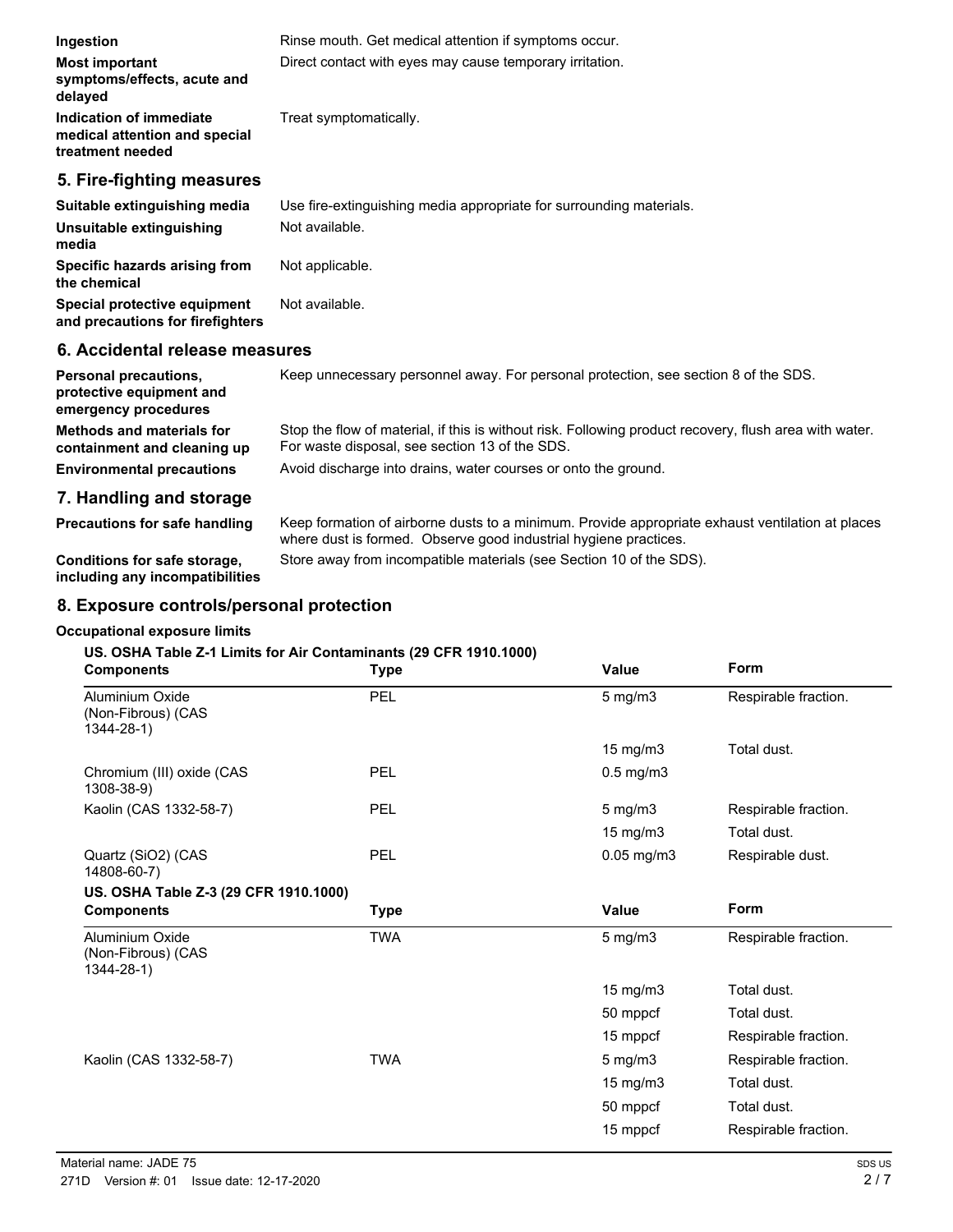| | |
|---|---|
| **Ingestion** | Rinse mouth. Get medical attention if symptoms occur. |
| **Most important symptoms/effects, acute and delayed** | Direct contact with eyes may cause temporary irritation. |
| **Indication of immediate medical attention and special treatment needed** | Treat symptomatically. |

## 5. Fire-fighting measures

| | |
|---|---|
| **Suitable extinguishing media** | Use fire-extinguishing media appropriate for surrounding materials. |
| **Unsuitable extinguishing media** | Not available. |
| **Specific hazards arising from the chemical** | Not applicable. |
| **Special protective equipment and precautions for firefighters** | Not available. |

## 6. Accidental release measures

| | |
|---|---|
| **Personal precautions, protective equipment and emergency procedures** | Keep unnecessary personnel away. For personal protection, see section 8 of the SDS. |
| **Methods and materials for containment and cleaning up** | Stop the flow of material, if this is without risk. Following product recovery, flush area with water. For waste disposal, see section 13 of the SDS. |
| **Environmental precautions** | Avoid discharge into drains, water courses or onto the ground. |

## 7. Handling and storage

| | |
|---|---|
| **Precautions for safe handling** | Keep formation of airborne dusts to a minimum. Provide appropriate exhaust ventilation at places where dust is formed. Observe good industrial hygiene practices. |
| **Conditions for safe storage, including any incompatibilities** | Store away from incompatible materials (see Section 10 of the SDS). |

## 8. Exposure controls/personal protection

**Occupational exposure limits**

**US. OSHA Table Z-1 Limits for Air Contaminants (29 CFR 1910.1000)**

| Components | Type | Value | Form |
|---|---|---|---|
| Aluminium Oxide (Non-Fibrous) (CAS 1344-28-1) | PEL | 5 mg/m3 | Respirable fraction. |
| | | 15 mg/m3 | Total dust. |
| Chromium (III) oxide (CAS 1308-38-9) | PEL | 0.5 mg/m3 | |
| Kaolin (CAS 1332-58-7) | PEL | 5 mg/m3 | Respirable fraction. |
| | | 15 mg/m3 | Total dust. |
| Quartz (SiO2) (CAS 14808-60-7) | PEL | 0.05 mg/m3 | Respirable dust. |

**US. OSHA Table Z-3 (29 CFR 1910.1000)**

| Components | Type | Value | Form |
|---|---|---|---|
| Aluminium Oxide (Non-Fibrous) (CAS 1344-28-1) | TWA | 5 mg/m3 | Respirable fraction. |
| | | 15 mg/m3 | Total dust. |
| | | 50 mppcf | Total dust. |
| | | 15 mppcf | Respirable fraction. |
| Kaolin (CAS 1332-58-7) | TWA | 5 mg/m3 | Respirable fraction. |
| | | 15 mg/m3 | Total dust. |
| | | 50 mppcf | Total dust. |
| | | 15 mppcf | Respirable fraction. |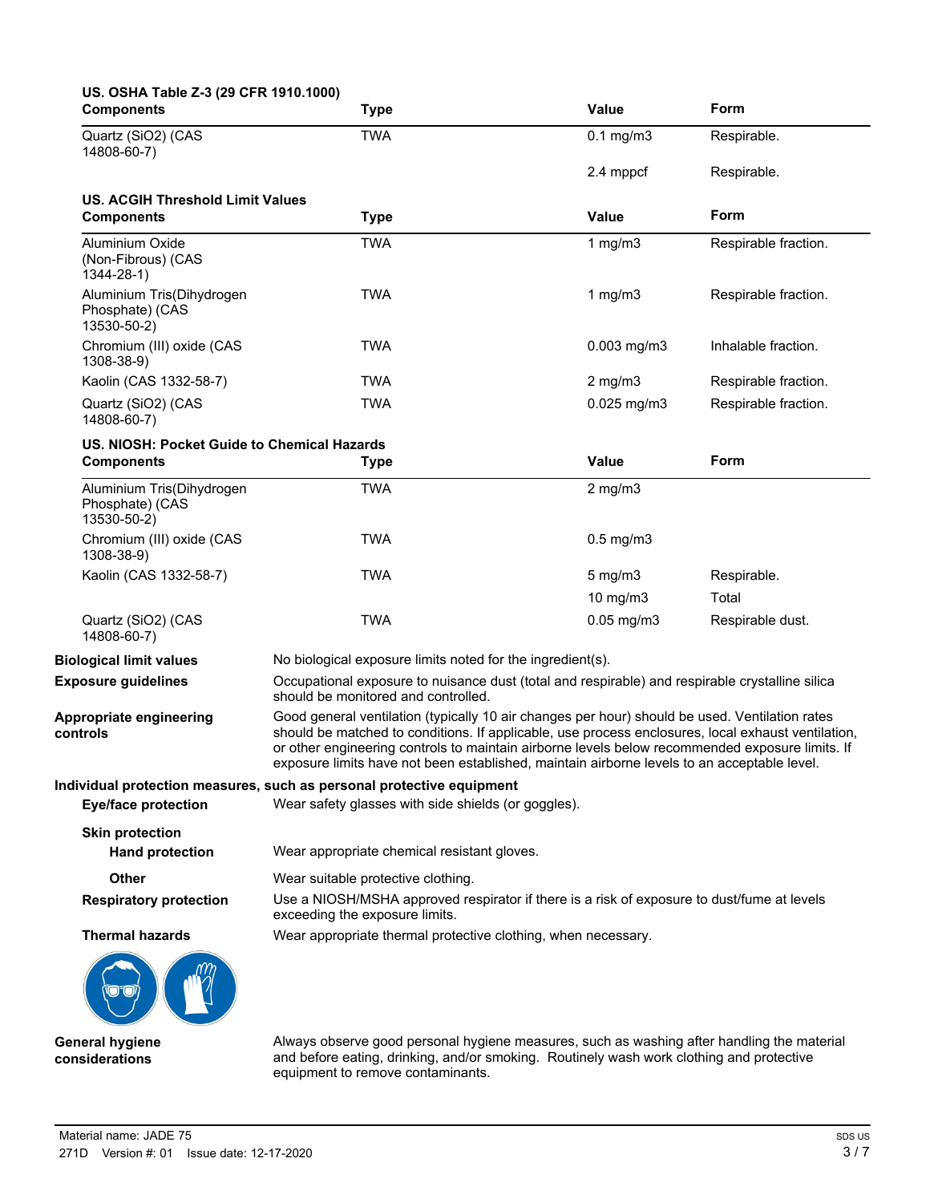**US. OSHA Table Z-3 (29 CFR 1910.1000)**

| Components | Type | Value | Form |
|---|---|---|---|
| Quartz (SiO2) (CAS 14808-60-7) | TWA | 0.1 mg/m3 | Respirable. |
| | | 2.4 mppcf | Respirable. |

**US. ACGIH Threshold Limit Values**

| Components | Type | Value | Form |
|---|---|---|---|
| Aluminium Oxide (Non-Fibrous) (CAS 1344-28-1) | TWA | 1 mg/m3 | Respirable fraction. |
| Aluminium Tris(Dihydrogen Phosphate) (CAS 13530-50-2) | TWA | 1 mg/m3 | Respirable fraction. |
| Chromium (III) oxide (CAS 1308-38-9) | TWA | 0.003 mg/m3 | Inhalable fraction. |
| Kaolin (CAS 1332-58-7) | TWA | 2 mg/m3 | Respirable fraction. |
| Quartz (SiO2) (CAS 14808-60-7) | TWA | 0.025 mg/m3 | Respirable fraction. |

**US. NIOSH: Pocket Guide to Chemical Hazards**

| Components | Type | Value | Form |
|---|---|---|---|
| Aluminium Tris(Dihydrogen Phosphate) (CAS 13530-50-2) | TWA | 2 mg/m3 | |
| Chromium (III) oxide (CAS 1308-38-9) | TWA | 0.5 mg/m3 | |
| Kaolin (CAS 1332-58-7) | TWA | 5 mg/m3 | Respirable. |
| | | 10 mg/m3 | Total |
| Quartz (SiO2) (CAS 14808-60-7) | TWA | 0.05 mg/m3 | Respirable dust. |

**Biological limit values** No biological exposure limits noted for the ingredient(s).

**Exposure guidelines** Occupational exposure to nuisance dust (total and respirable) and respirable crystalline silica should be monitored and controlled.

**Appropriate engineering controls** Good general ventilation (typically 10 air changes per hour) should be used. Ventilation rates should be matched to conditions. If applicable, use process enclosures, local exhaust ventilation, or other engineering controls to maintain airborne levels below recommended exposure limits. If exposure limits have not been established, maintain airborne levels to an acceptable level.

**Individual protection measures, such as personal protective equipment**

**Eye/face protection** Wear safety glasses with side shields (or goggles).

**Skin protection**

**Hand protection** Wear appropriate chemical resistant gloves.

**Other** Wear suitable protective clothing.

**Respiratory protection** Use a NIOSH/MSHA approved respirator if there is a risk of exposure to dust/fume at levels exceeding the exposure limits.

**Thermal hazards** Wear appropriate thermal protective clothing, when necessary.

**General hygiene considerations** Always observe good personal hygiene measures, such as washing after handling the material and before eating, drinking, and/or smoking. Routinely wash work clothing and protective equipment to remove contaminants.

Material name: JADE 75

271D Version #: 01 Issue date: 12-17-2020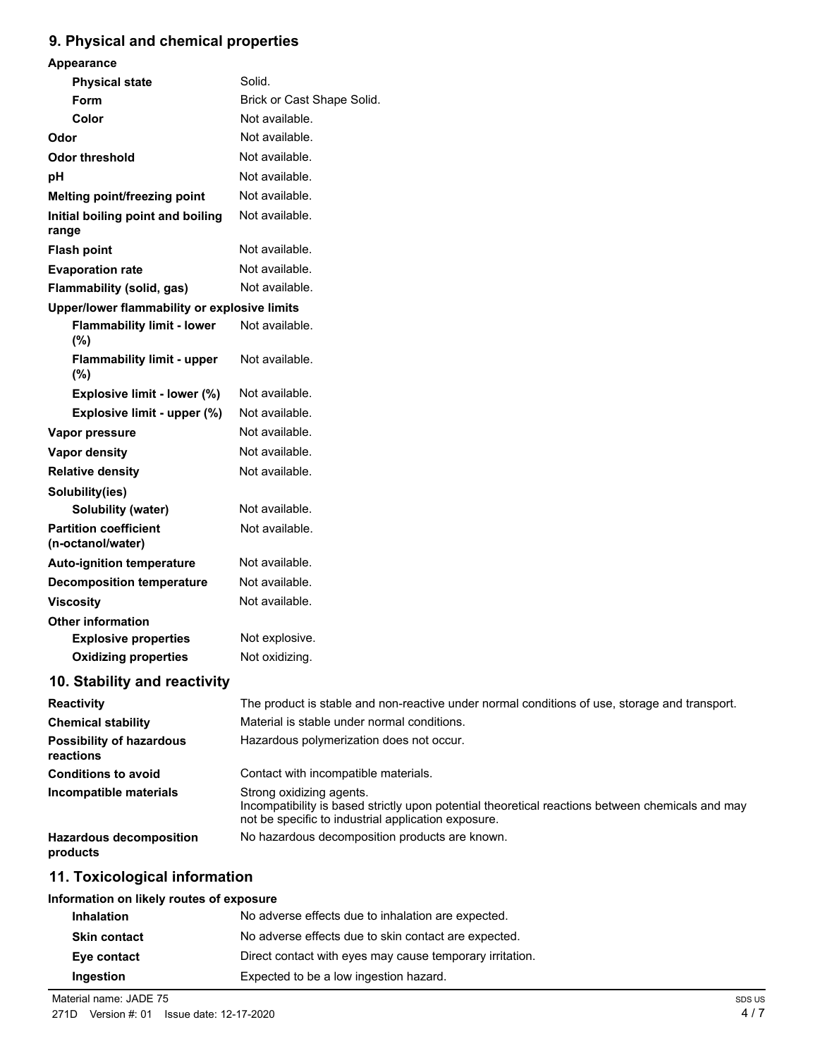## 9. Physical and chemical properties

**Appearance**

| | |
|---|---|
| **Physical state** | Solid. |
| **Form** | Brick or Cast Shape Solid. |
| **Color** | Not available. |
| **Odor** | Not available. |
| **Odor threshold** | Not available. |
| **pH** | Not available. |
| **Melting point/freezing point** | Not available. |
| **Initial boiling point and boiling range** | Not available. |
| **Flash point** | Not available. |
| **Evaporation rate** | Not available. |
| **Flammability (solid, gas)** | Not available. |

**Upper/lower flammability or explosive limits**

| | |
|---|---|
| **Flammability limit - lower (%)** | Not available. |
| **Flammability limit - upper (%)** | Not available. |
| **Explosive limit - lower (%)** | Not available. |
| **Explosive limit - upper (%)** | Not available. |
| **Vapor pressure** | Not available. |
| **Vapor density** | Not available. |
| **Relative density** | Not available. |

**Solubility(ies)**

| | |
|---|---|
| **Solubility (water)** | Not available. |
| **Partition coefficient (n-octanol/water)** | Not available. |
| **Auto-ignition temperature** | Not available. |
| **Decomposition temperature** | Not available. |
| **Viscosity** | Not available. |

**Other information**

| | |
|---|---|
| **Explosive properties** | Not explosive. |
| **Oxidizing properties** | Not oxidizing. |

## 10. Stability and reactivity

| | |
|---|---|
| **Reactivity** | The product is stable and non-reactive under normal conditions of use, storage and transport. |
| **Chemical stability** | Material is stable under normal conditions. |
| **Possibility of hazardous reactions** | Hazardous polymerization does not occur. |
| **Conditions to avoid** | Contact with incompatible materials. |
| **Incompatible materials** | Strong oxidizing agents. Incompatibility is based strictly upon potential theoretical reactions between chemicals and may not be specific to industrial application exposure. |
| **Hazardous decomposition products** | No hazardous decomposition products are known. |

## 11. Toxicological information

**Information on likely routes of exposure**

| | |
|---|---|
| **Inhalation** | No adverse effects due to inhalation are expected. |
| **Skin contact** | No adverse effects due to skin contact are expected. |
| **Eye contact** | Direct contact with eyes may cause temporary irritation. |
| **Ingestion** | Expected to be a low ingestion hazard. |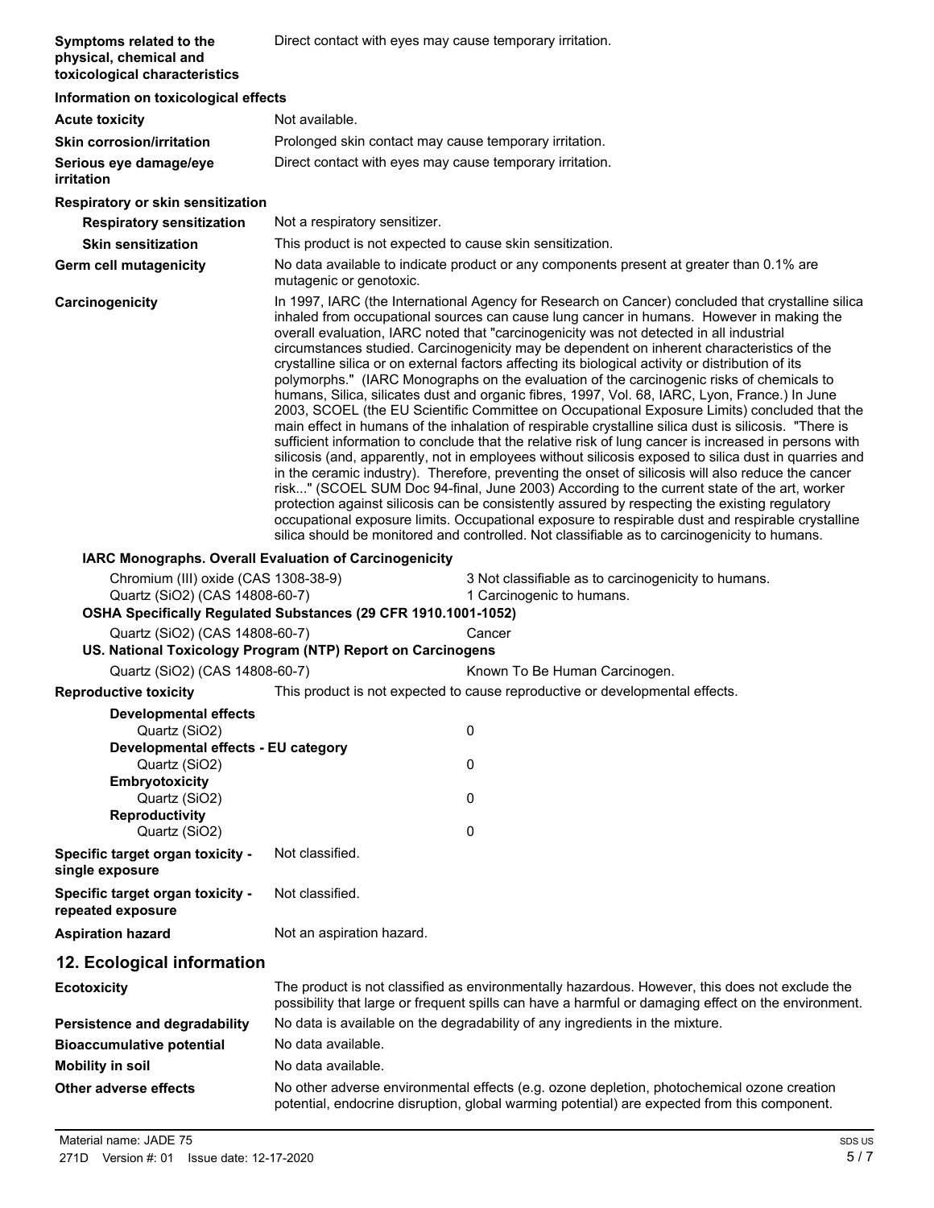**Symptoms related to the physical, chemical and toxicological characteristics**: Direct contact with eyes may cause temporary irritation.

**Information on toxicological effects**

**Acute toxicity**: Not available.

**Skin corrosion/irritation**: Prolonged skin contact may cause temporary irritation.

**Serious eye damage/eye irritation**: Direct contact with eyes may cause temporary irritation.

**Respiratory or skin sensitization**

**Respiratory sensitization**: Not a respiratory sensitizer.

**Skin sensitization**: This product is not expected to cause skin sensitization.

**Germ cell mutagenicity**: No data available to indicate product or any components present at greater than 0.1% are mutagenic or genotoxic.

**Carcinogenicity**: In 1997, IARC (the International Agency for Research on Cancer) concluded that crystalline silica inhaled from occupational sources can cause lung cancer in humans. However in making the overall evaluation, IARC noted that "carcinogenicity was not detected in all industrial circumstances studied. Carcinogenicity may be dependent on inherent characteristics of the crystalline silica or on external factors affecting its biological activity or distribution of its polymorphs." (IARC Monographs on the evaluation of the carcinogenic risks of chemicals to humans, Silica, silicates dust and organic fibres, 1997, Vol. 68, IARC, Lyon, France.) In June 2003, SCOEL (the EU Scientific Committee on Occupational Exposure Limits) concluded that the main effect in humans of the inhalation of respirable crystalline silica dust is silicosis. "There is sufficient information to conclude that the relative risk of lung cancer is increased in persons with silicosis (and, apparently, not in employees without silicosis exposed to silica dust in quarries and in the ceramic industry). Therefore, preventing the onset of silicosis will also reduce the cancer risk..." (SCOEL SUM Doc 94-final, June 2003) According to the current state of the art, worker protection against silicosis can be consistently assured by respecting the existing regulatory occupational exposure limits. Occupational exposure to respirable dust and respirable crystalline silica should be monitored and controlled. Not classifiable as to carcinogenicity to humans.

**IARC Monographs. Overall Evaluation of Carcinogenicity**

| | |
|---|---|
| Chromium (III) oxide (CAS 1308-38-9) | 3 Not classifiable as to carcinogenicity to humans. |
| Quartz ($SiO_2$) (CAS 14808-60-7) | 1 Carcinogenic to humans. |

**OSHA Specifically Regulated Substances (29 CFR 1910.1001-1052)**

| | |
|---|---|
| Quartz ($SiO_2$) (CAS 14808-60-7) | Cancer |

**US. National Toxicology Program (NTP) Report on Carcinogens**

| | |
|---|---|
| Quartz ($SiO_2$) (CAS 14808-60-7) | Known To Be Human Carcinogen. |

**Reproductive toxicity**: This product is not expected to cause reproductive or developmental effects.

| | |
|---|---|
| **Developmental effects** | |
| Quartz ($SiO_2$) | 0 |
| **Developmental effects - EU category** | |
| Quartz ($SiO_2$) | 0 |
| **Embryotoxicity** | |
| Quartz ($SiO_2$) | 0 |
| **Reproductivity** | |
| Quartz ($SiO_2$) | 0 |

**Specific target organ toxicity - single exposure**: Not classified.

**Specific target organ toxicity - repeated exposure**: Not classified.

**Aspiration hazard**: Not an aspiration hazard.

## 12. Ecological information

**Ecotoxicity**: The product is not classified as environmentally hazardous. However, this does not exclude the possibility that large or frequent spills can have a harmful or damaging effect on the environment.

**Persistence and degradability**: No data is available on the degradability of any ingredients in the mixture.

**Bioaccumulative potential**: No data available.

**Mobility in soil**: No data available.

**Other adverse effects**: No other adverse environmental effects (e.g. ozone depletion, photochemical ozone creation potential, endocrine disruption, global warming potential) are expected from this component.

Material name: JADE 75

271D Version #: 01 Issue date: 12-17-2020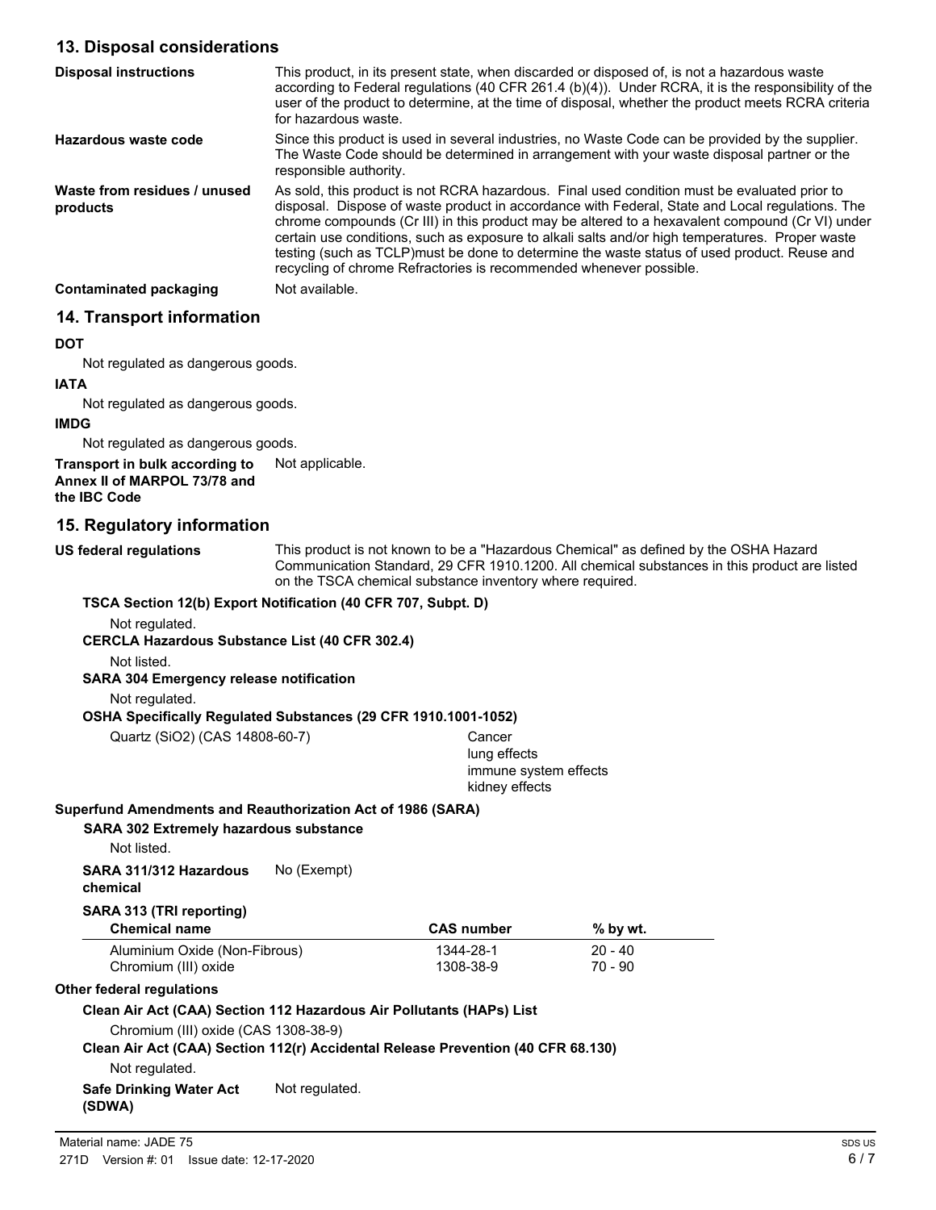## 13. Disposal considerations

**Disposal instructions**
This product, in its present state, when discarded or disposed of, is not a hazardous waste according to Federal regulations (40 CFR 261.4 (b)(4)). Under RCRA, it is the responsibility of the user of the product to determine, at the time of disposal, whether the product meets RCRA criteria for hazardous waste.

**Hazardous waste code**
Since this product is used in several industries, no Waste Code can be provided by the supplier. The Waste Code should be determined in arrangement with your waste disposal partner or the responsible authority.

**Waste from residues / unused products**
As sold, this product is not RCRA hazardous. Final used condition must be evaluated prior to disposal. Dispose of waste product in accordance with Federal, State and Local regulations. The chrome compounds (Cr III) in this product may be altered to a hexavalent compound (Cr VI) under certain use conditions, such as exposure to alkali salts and/or high temperatures. Proper waste testing (such as TCLP)must be done to determine the waste status of used product. Reuse and recycling of chrome Refractories is recommended whenever possible.

**Contaminated packaging**
Not available.

## 14. Transport information

**DOT**

Not regulated as dangerous goods.

**IATA**

Not regulated as dangerous goods.

**IMDG**

Not regulated as dangerous goods.

**Transport in bulk according to Annex II of MARPOL 73/78 and the IBC Code**
Not applicable.

## 15. Regulatory information

**US federal regulations**
This product is not known to be a "Hazardous Chemical" as defined by the OSHA Hazard Communication Standard, 29 CFR 1910.1200. All chemical substances in this product are listed on the TSCA chemical substance inventory where required.

**TSCA Section 12(b) Export Notification (40 CFR 707, Subpt. D)**

Not regulated.

**CERCLA Hazardous Substance List (40 CFR 302.4)**

Not listed.

**SARA 304 Emergency release notification**

Not regulated.

**OSHA Specifically Regulated Substances (29 CFR 1910.1001-1052)**

Quartz (SiO2) (CAS 14808-60-7)
- Cancer
- lung effects
- immune system effects
- kidney effects

**Superfund Amendments and Reauthorization Act of 1986 (SARA)**

**SARA 302 Extremely hazardous substance**

Not listed.

**SARA 311/312 Hazardous chemical**
No (Exempt)

**SARA 313 (TRI reporting)**

| Chemical name | CAS number | % by wt. |
|---|---|---|
| Aluminium Oxide (Non-Fibrous) | 1344-28-1 | 20 - 40 |
| Chromium (III) oxide | 1308-38-9 | 70 - 90 |

**Other federal regulations**

**Clean Air Act (CAA) Section 112 Hazardous Air Pollutants (HAPs) List**

Chromium (III) oxide (CAS 1308-38-9)

**Clean Air Act (CAA) Section 112(r) Accidental Release Prevention (40 CFR 68.130)**

Not regulated.

**Safe Drinking Water Act (SDWA)**
Not regulated.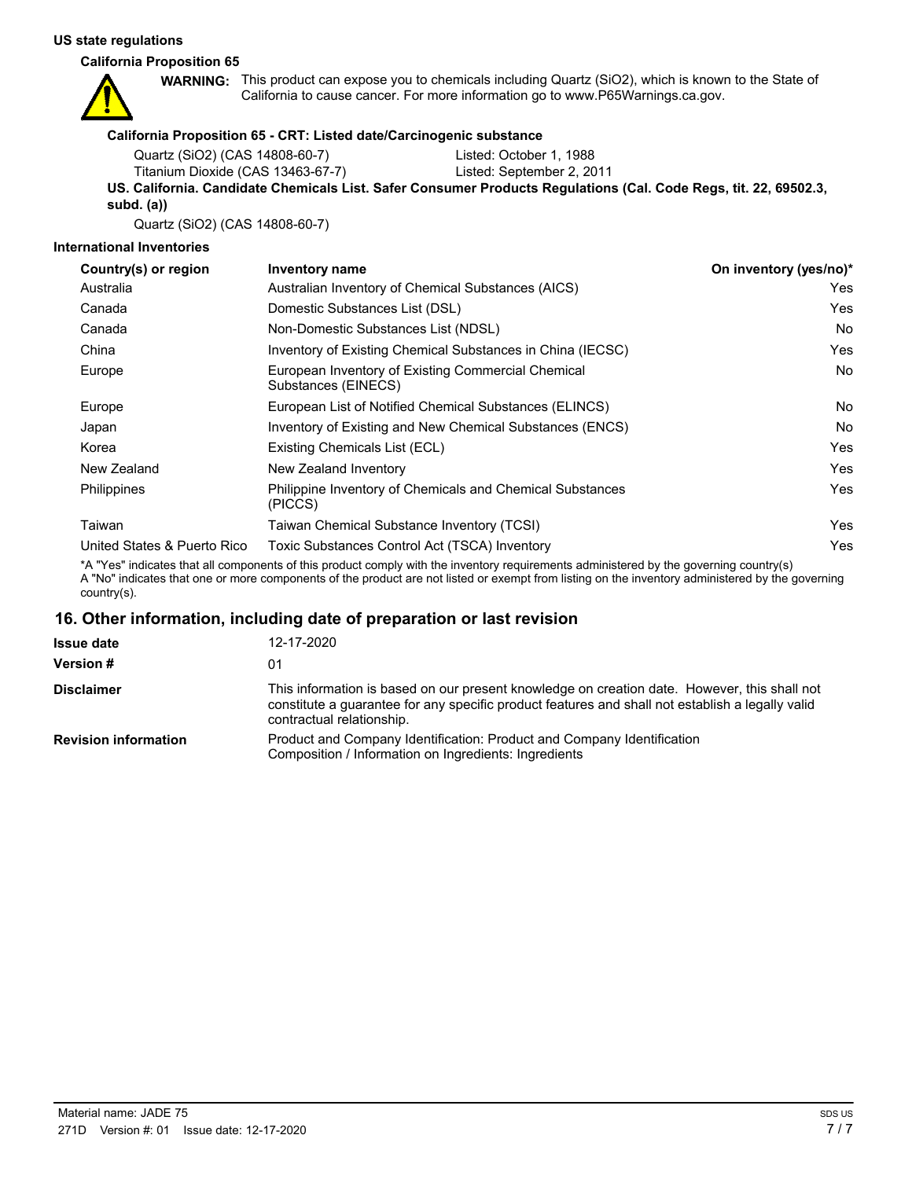**US state regulations**

**California Proposition 65**

**WARNING:** This product can expose you to chemicals including Quartz ($SiO_2$), which is known to the State of California to cause cancer. For more information go to www.P65Warnings.ca.gov.

**California Proposition 65 - CRT: Listed date/Carcinogenic substance**

| | |
|---|---|
| Quartz ($SiO_2$) (CAS 14808-60-7) | Listed: October 1, 1988 |
| Titanium Dioxide (CAS 13463-67-7) | Listed: September 2, 2011 |

**US. California. Candidate Chemicals List. Safer Consumer Products Regulations (Cal. Code Regs, tit. 22, 69502.3, subd. (a))**

Quartz ($SiO_2$) (CAS 14808-60-7)

**International Inventories**

| Country(s) or region | Inventory name | On inventory (yes/no)* |
|---|---|---|
| Australia | Australian Inventory of Chemical Substances (AICS) | Yes |
| Canada | Domestic Substances List (DSL) | Yes |
| Canada | Non-Domestic Substances List (NDSL) | No |
| China | Inventory of Existing Chemical Substances in China (IECSC) | Yes |
| Europe | European Inventory of Existing Commercial Chemical Substances (EINECS) | No |
| Europe | European List of Notified Chemical Substances (ELINCS) | No |
| Japan | Inventory of Existing and New Chemical Substances (ENCS) | No |
| Korea | Existing Chemicals List (ECL) | Yes |
| New Zealand | New Zealand Inventory | Yes |
| Philippines | Philippine Inventory of Chemicals and Chemical Substances (PICCS) | Yes |
| Taiwan | Taiwan Chemical Substance Inventory (TCSI) | Yes |
| United States & Puerto Rico | Toxic Substances Control Act (TSCA) Inventory | Yes |

*A "Yes" indicates that all components of this product comply with the inventory requirements administered by the governing country(s)
A "No" indicates that one or more components of the product are not listed or exempt from listing on the inventory administered by the governing country(s).

## 16. Other information, including date of preparation or last revision

**Issue date** 12-17-2020

**Version #** 01

**Disclaimer** This information is based on our present knowledge on creation date. However, this shall not constitute a guarantee for any specific product features and shall not establish a legally valid contractual relationship.

**Revision information** Product and Company Identification: Product and Company Identification
Composition / Information on Ingredients: Ingredients